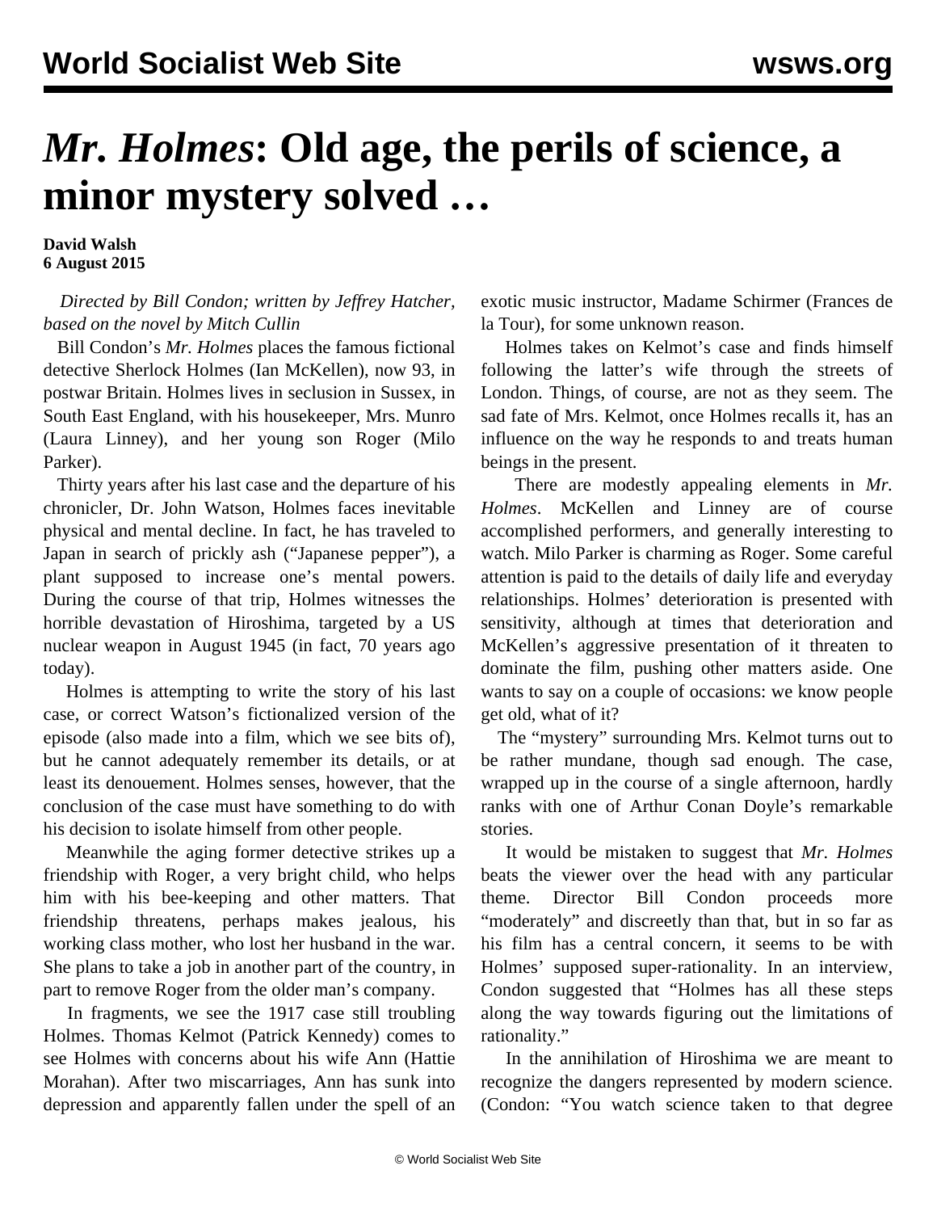# *Mr. Holmes*: Old age, the perils of science, a minor mystery solved …

**David Walsh**
**6 August 2015**

*Directed by Bill Condon; written by Jeffrey Hatcher, based on the novel by Mitch Cullin*

Bill Condon's *Mr. Holmes* places the famous fictional detective Sherlock Holmes (Ian McKellen), now 93, in postwar Britain. Holmes lives in seclusion in Sussex, in South East England, with his housekeeper, Mrs. Munro (Laura Linney), and her young son Roger (Milo Parker).

Thirty years after his last case and the departure of his chronicler, Dr. John Watson, Holmes faces inevitable physical and mental decline. In fact, he has traveled to Japan in search of prickly ash ("Japanese pepper"), a plant supposed to increase one's mental powers. During the course of that trip, Holmes witnesses the horrible devastation of Hiroshima, targeted by a US nuclear weapon in August 1945 (in fact, 70 years ago today).

Holmes is attempting to write the story of his last case, or correct Watson's fictionalized version of the episode (also made into a film, which we see bits of), but he cannot adequately remember its details, or at least its denouement. Holmes senses, however, that the conclusion of the case must have something to do with his decision to isolate himself from other people.

Meanwhile the aging former detective strikes up a friendship with Roger, a very bright child, who helps him with his bee-keeping and other matters. That friendship threatens, perhaps makes jealous, his working class mother, who lost her husband in the war. She plans to take a job in another part of the country, in part to remove Roger from the older man's company.

In fragments, we see the 1917 case still troubling Holmes. Thomas Kelmot (Patrick Kennedy) comes to see Holmes with concerns about his wife Ann (Hattie Morahan). After two miscarriages, Ann has sunk into depression and apparently fallen under the spell of an exotic music instructor, Madame Schirmer (Frances de la Tour), for some unknown reason.

Holmes takes on Kelmot's case and finds himself following the latter's wife through the streets of London. Things, of course, are not as they seem. The sad fate of Mrs. Kelmot, once Holmes recalls it, has an influence on the way he responds to and treats human beings in the present.

There are modestly appealing elements in *Mr. Holmes*. McKellen and Linney are of course accomplished performers, and generally interesting to watch. Milo Parker is charming as Roger. Some careful attention is paid to the details of daily life and everyday relationships. Holmes' deterioration is presented with sensitivity, although at times that deterioration and McKellen's aggressive presentation of it threaten to dominate the film, pushing other matters aside. One wants to say on a couple of occasions: we know people get old, what of it?

The "mystery" surrounding Mrs. Kelmot turns out to be rather mundane, though sad enough. The case, wrapped up in the course of a single afternoon, hardly ranks with one of Arthur Conan Doyle's remarkable stories.

It would be mistaken to suggest that *Mr. Holmes* beats the viewer over the head with any particular theme. Director Bill Condon proceeds more "moderately" and discreetly than that, but in so far as his film has a central concern, it seems to be with Holmes' supposed super-rationality. In an interview, Condon suggested that "Holmes has all these steps along the way towards figuring out the limitations of rationality."

In the annihilation of Hiroshima we are meant to recognize the dangers represented by modern science. (Condon: "You watch science taken to that degree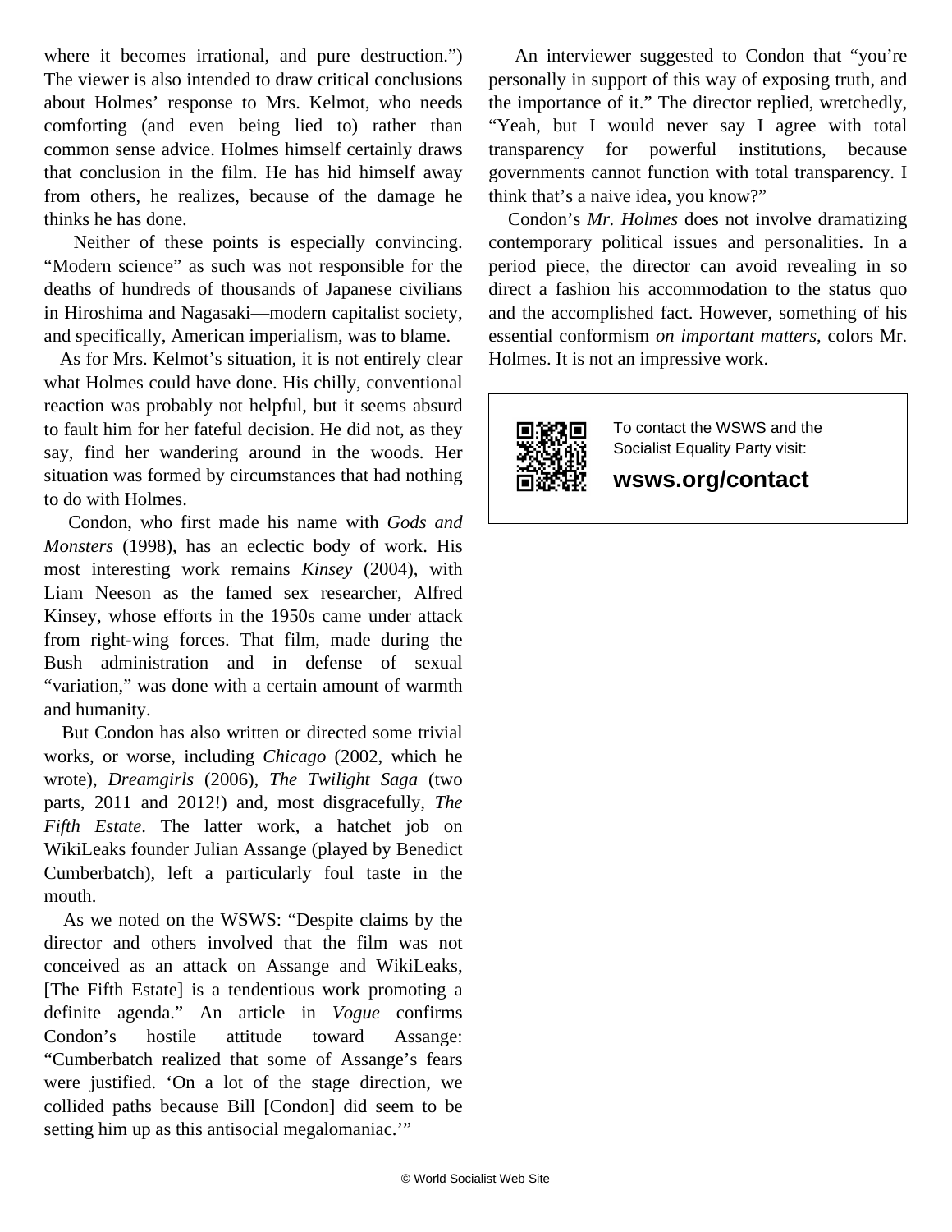where it becomes irrational, and pure destruction.") The viewer is also intended to draw critical conclusions about Holmes' response to Mrs. Kelmot, who needs comforting (and even being lied to) rather than common sense advice. Holmes himself certainly draws that conclusion in the film. He has hid himself away from others, he realizes, because of the damage he thinks he has done.

Neither of these points is especially convincing. "Modern science" as such was not responsible for the deaths of hundreds of thousands of Japanese civilians in Hiroshima and Nagasaki—modern capitalist society, and specifically, American imperialism, was to blame.

As for Mrs. Kelmot's situation, it is not entirely clear what Holmes could have done. His chilly, conventional reaction was probably not helpful, but it seems absurd to fault him for her fateful decision. He did not, as they say, find her wandering around in the woods. Her situation was formed by circumstances that had nothing to do with Holmes.

Condon, who first made his name with *Gods and Monsters* (1998), has an eclectic body of work. His most interesting work remains *Kinsey* (2004), with Liam Neeson as the famed sex researcher, Alfred Kinsey, whose efforts in the 1950s came under attack from right-wing forces. That film, made during the Bush administration and in defense of sexual "variation," was done with a certain amount of warmth and humanity.

But Condon has also written or directed some trivial works, or worse, including *Chicago* (2002, which he wrote), *Dreamgirls* (2006), *The Twilight Saga* (two parts, 2011 and 2012!) and, most disgracefully, *The Fifth Estate*. The latter work, a hatchet job on WikiLeaks founder Julian Assange (played by Benedict Cumberbatch), left a particularly foul taste in the mouth.

As we noted on the WSWS: "Despite claims by the director and others involved that the film was not conceived as an attack on Assange and WikiLeaks, [The Fifth Estate] is a tendentious work promoting a definite agenda." An article in *Vogue* confirms Condon's hostile attitude toward Assange: "Cumberbatch realized that some of Assange's fears were justified. 'On a lot of the stage direction, we collided paths because Bill [Condon] did seem to be setting him up as this antisocial megalomaniac.'"

An interviewer suggested to Condon that "you're personally in support of this way of exposing truth, and the importance of it." The director replied, wretchedly, "Yeah, but I would never say I agree with total transparency for powerful institutions, because governments cannot function with total transparency. I think that's a naive idea, you know?"

Condon's *Mr. Holmes* does not involve dramatizing contemporary political issues and personalities. In a period piece, the director can avoid revealing in so direct a fashion his accommodation to the status quo and the accomplished fact. However, something of his essential conformism *on important matters*, colors Mr. Holmes. It is not an impressive work.

To contact the WSWS and the Socialist Equality Party visit:

**wsws.org/contact**